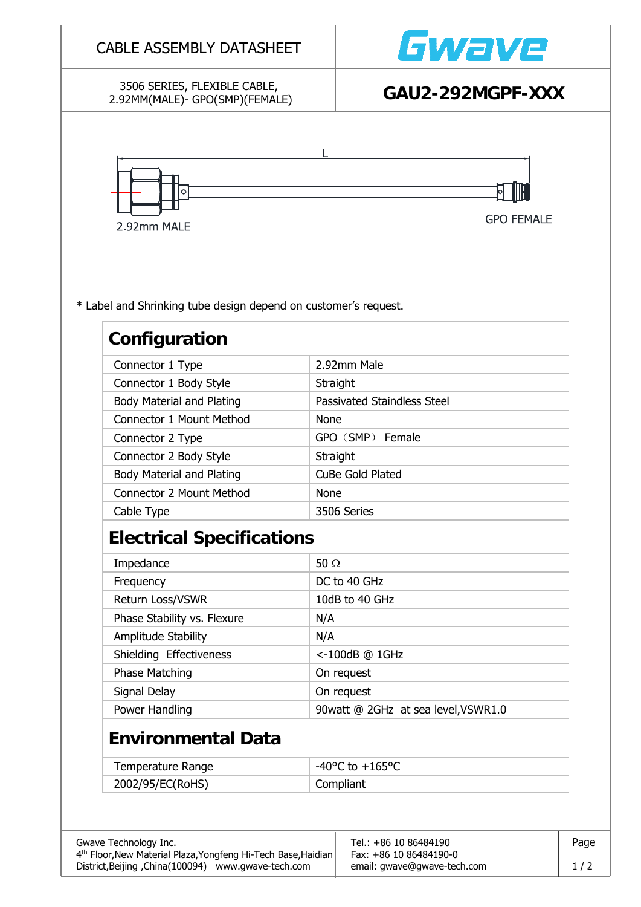# CABLE ASSEMBLY DATASHEET

Gwave

3506 SERIES, FLEXIBLE CABLE,
2.92MM(MALE)- GPO(SMP)(FEMALE)

**GAU2-292MGPF-XXX**

L

2.92mm MALE

GPO FEMALE

\* Label and Shrinking tube design depend on customer's request.

## Configuration

| | |
|---|---|
| Connector 1 Type | 2.92mm Male |
| Connector 1 Body Style | Straight |
| Body Material and Plating | Passivated Staindless Steel |
| Connector 1 Mount Method | None |
| Connector 2 Type | GPO（SMP） Female |
| Connector 2 Body Style | Straight |
| Body Material and Plating | CuBe Gold Plated |
| Connector 2 Mount Method | None |
| Cable Type | 3506 Series |

## Electrical Specifications

| | |
|---|---|
| Impedance | 50 Ω |
| Frequency | DC to 40 GHz |
| Return Loss/VSWR | 10dB to 40 GHz |
| Phase Stability vs. Flexure | N/A |
| Amplitude Stability | N/A |
| Shielding Effectiveness | <-100dB @ 1GHz |
| Phase Matching | On request |
| Signal Delay | On request |
| Power Handling | 90watt @ 2GHz at sea level,VSWR1.0 |

## Environmental Data

| | |
|---|---|
| Temperature Range | -40°C to +165°C |
| 2002/95/EC(RoHS) | Compliant |

Gwave Technology Inc.
4th Floor,New Material Plaza,Yongfeng Hi-Tech Base,Haidian District,Beijing ,China(100094) www.gwave-tech.com

Tel.: +86 10 86484190
Fax: +86 10 86484190-0
email: gwave@gwave-tech.com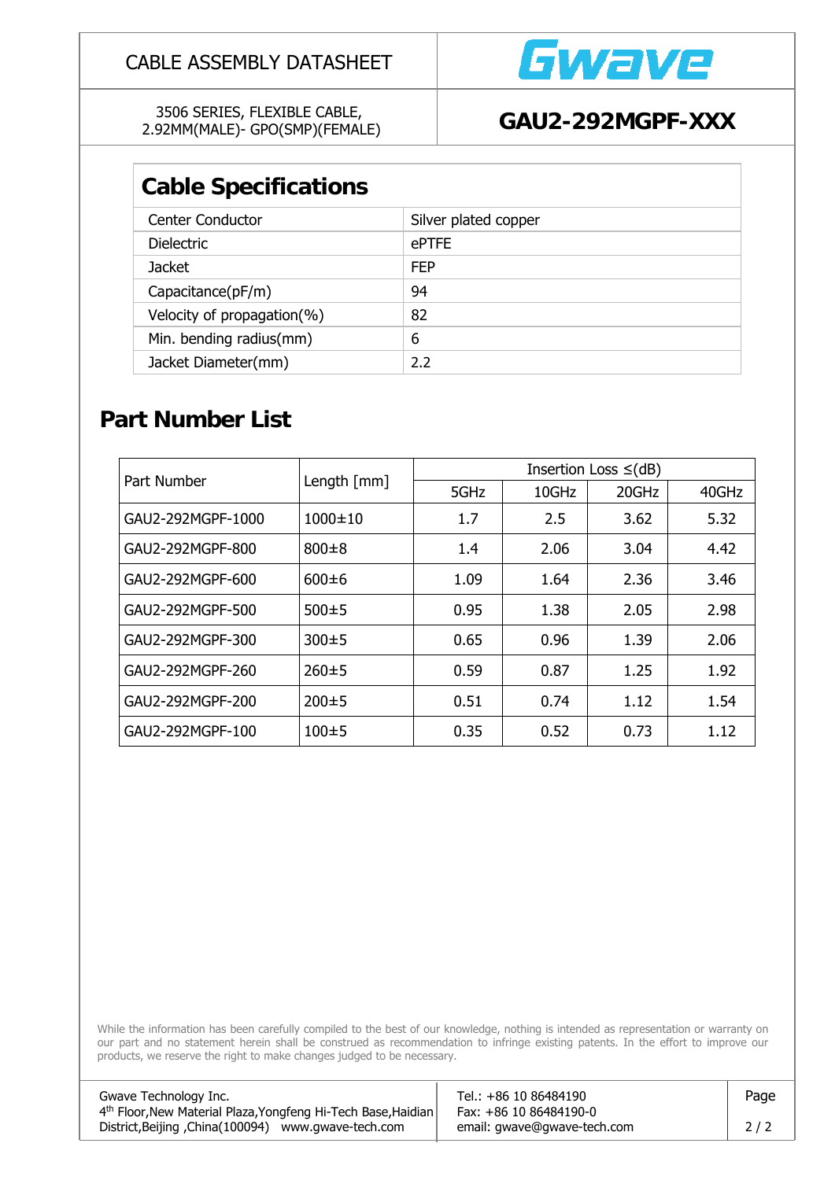CABLE ASSEMBLY DATASHEET

Gwave

3506 SERIES, FLEXIBLE CABLE, 2.92MM(MALE)- GPO(SMP)(FEMALE)

**GAU2-292MGPF-XXX**

## Cable Specifications

| | |
|---|---|
| Center Conductor | Silver plated copper |
| Dielectric | ePTFE |
| Jacket | FEP |
| Capacitance(pF/m) | 94 |
| Velocity of propagation(%) | 82 |
| Min. bending radius(mm) | 6 |
| Jacket Diameter(mm) | 2.2 |

## Part Number List

| Part Number | Length [mm] | Insertion Loss ≤(dB) | | | |
|---|---|---|---|---|---|
| | | 5GHz | 10GHz | 20GHz | 40GHz |
| GAU2-292MGPF-1000 | 1000±10 | 1.7 | 2.5 | 3.62 | 5.32 |
| GAU2-292MGPF-800 | 800±8 | 1.4 | 2.06 | 3.04 | 4.42 |
| GAU2-292MGPF-600 | 600±6 | 1.09 | 1.64 | 2.36 | 3.46 |
| GAU2-292MGPF-500 | 500±5 | 0.95 | 1.38 | 2.05 | 2.98 |
| GAU2-292MGPF-300 | 300±5 | 0.65 | 0.96 | 1.39 | 2.06 |
| GAU2-292MGPF-260 | 260±5 | 0.59 | 0.87 | 1.25 | 1.92 |
| GAU2-292MGPF-200 | 200±5 | 0.51 | 0.74 | 1.12 | 1.54 |
| GAU2-292MGPF-100 | 100±5 | 0.35 | 0.52 | 0.73 | 1.12 |

While the information has been carefully compiled to the best of our knowledge, nothing is intended as representation or warranty on our part and no statement herein shall be construed as recommendation to infringe existing patents. In the effort to improve our products, we reserve the right to make changes judged to be necessary.

Gwave Technology Inc.
4th Floor,New Material Plaza,Yongfeng Hi-Tech Base,Haidian District,Beijing ,China(100094) www.gwave-tech.com

Tel.: +86 10 86484190
Fax: +86 10 86484190-0
email: gwave@gwave-tech.com